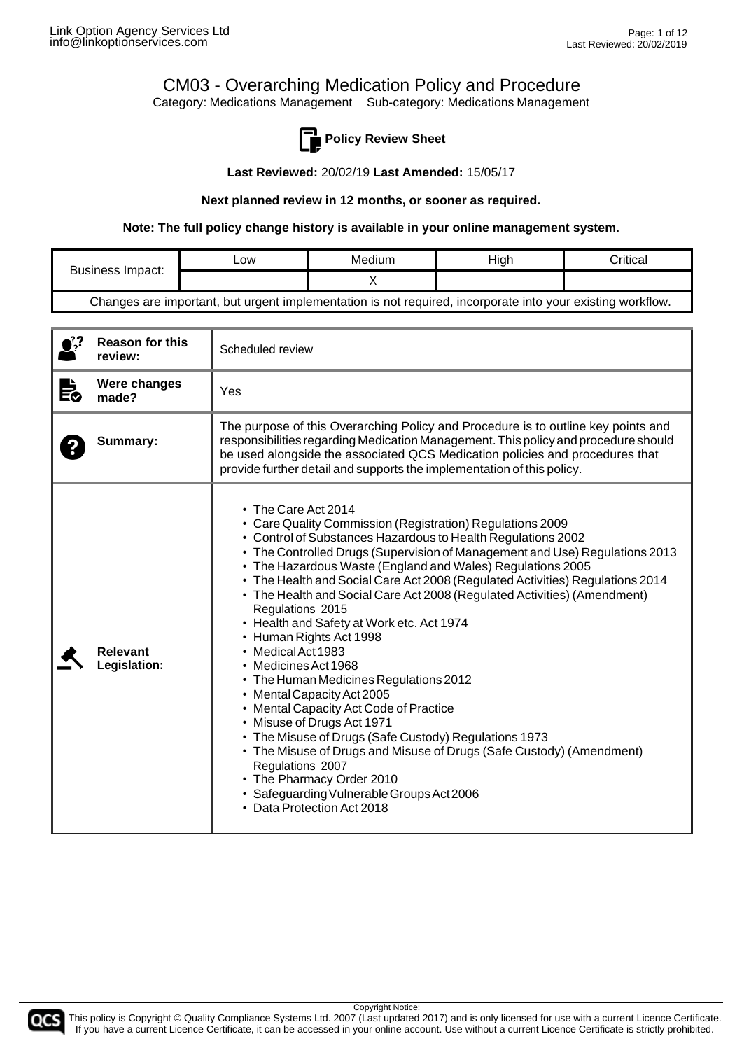# CM03 - Overarching Medication Policy and Procedure

Category: Medications Management    Sub-category: Medications Management

## Policy Review Sheet

**Last Reviewed:** 20/02/19 **Last Amended:** 15/05/17

**Next planned review in 12 months, or sooner as required.**

**Note: The full policy change history is available in your online management system.**

| Business Impact: | Low | Medium | High | Critical |
|---|---|---|---|---|
| | | X | | |
| Changes are important, but urgent implementation is not required, incorporate into your existing workflow. | | | | |

| | |
|---|---|
| **Reason for this review:** | Scheduled review |
| **Were changes made?** | Yes |
| **Summary:** | The purpose of this Overarching Policy and Procedure is to outline key points and responsibilities regarding Medication Management. This policy and procedure should be used alongside the associated QCS Medication policies and procedures that provide further detail and supports the implementation of this policy. |
| **Relevant Legislation:** | • The Care Act 2014<br>• Care Quality Commission (Registration) Regulations 2009<br>• Control of Substances Hazardous to Health Regulations 2002<br>• The Controlled Drugs (Supervision of Management and Use) Regulations 2013<br>• The Hazardous Waste (England and Wales) Regulations 2005<br>• The Health and Social Care Act 2008 (Regulated Activities) Regulations 2014<br>• The Health and Social Care Act 2008 (Regulated Activities) (Amendment) Regulations 2015<br>• Health and Safety at Work etc. Act 1974<br>• Human Rights Act 1998<br>• Medical Act 1983<br>• Medicines Act 1968<br>• The Human Medicines Regulations 2012<br>• Mental Capacity Act 2005<br>• Mental Capacity Act Code of Practice<br>• Misuse of Drugs Act 1971<br>• The Misuse of Drugs (Safe Custody) Regulations 1973<br>• The Misuse of Drugs and Misuse of Drugs (Safe Custody) (Amendment) Regulations 2007<br>• The Pharmacy Order 2010<br>• Safeguarding Vulnerable Groups Act 2006<br>• Data Protection Act 2018 |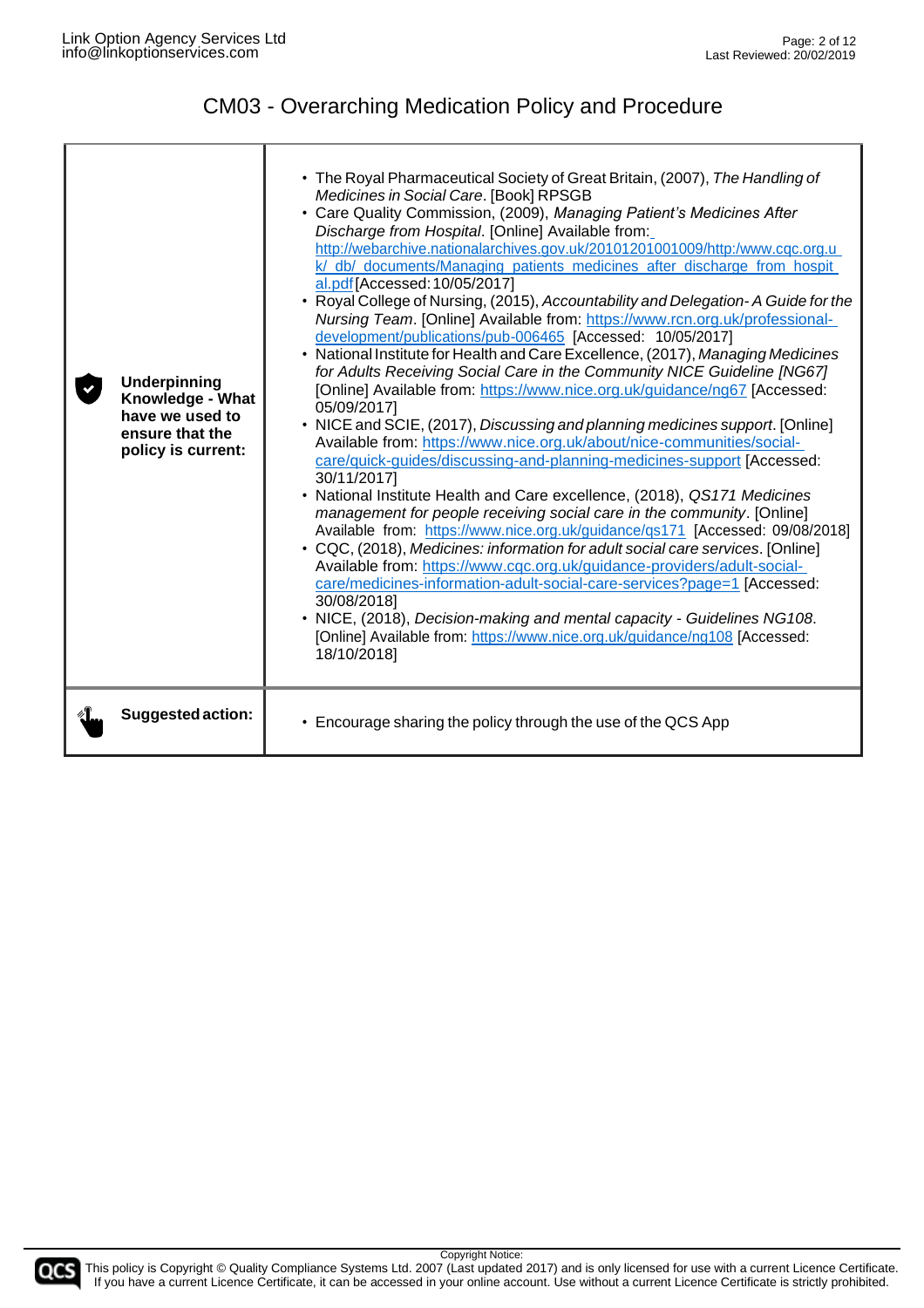# CM03 - Overarching Medication Policy and Procedure

| | |
|---|---|
| **Underpinning Knowledge - What have we used to ensure that the policy is current:** | • The Royal Pharmaceutical Society of Great Britain, (2007), *The Handling of Medicines in Social Care*. [Book] RPSGB<br>• Care Quality Commission, (2009), *Managing Patient's Medicines After Discharge from Hospital*. [Online] Available from: http://webarchive.nationalarchives.gov.uk/20101201001009/http:/www.cqc.org.uk/_db/_documents/Managing_patients_medicines_after_discharge_from_hospital.pdf [Accessed: 10/05/2017]<br>• Royal College of Nursing, (2015), *Accountability and Delegation - A Guide for the Nursing Team*. [Online] Available from: https://www.rcn.org.uk/professional-development/publications/pub-006465 [Accessed: 10/05/2017]<br>• National Institute for Health and Care Excellence, (2017), *Managing Medicines for Adults Receiving Social Care in the Community NICE Guideline [NG67]* [Online] Available from: https://www.nice.org.uk/guidance/ng67 [Accessed: 05/09/2017]<br>• NICE and SCIE, (2017), *Discussing and planning medicines support*. [Online] Available from: https://www.nice.org.uk/about/nice-communities/social-care/quick-guides/discussing-and-planning-medicines-support [Accessed: 30/11/2017]<br>• National Institute for Health and Care excellence, (2018), *QS171 Medicines management for people receiving social care in the community*. [Online] Available from: https://www.nice.org.uk/guidance/qs171 [Accessed: 09/08/2018]<br>• CQC, (2018), *Medicines: information for adult social care services*. [Online] Available from: https://www.cqc.org.uk/guidance-providers/adult-social-care/medicines-information-adult-social-care-services?page=1 [Accessed: 30/08/2018]<br>• NICE, (2018), *Decision-making and mental capacity - Guidelines NG108*. [Online] Available from: https://www.nice.org.uk/guidance/ng108 [Accessed: 18/10/2018] |
| **Suggested action:** | • Encourage sharing the policy through the use of the QCS App |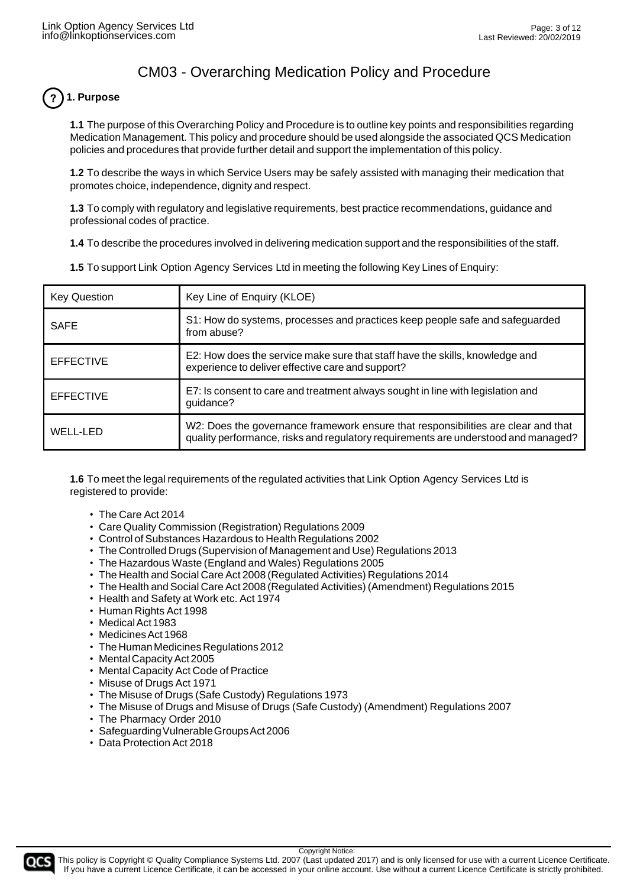# CM03 - Overarching Medication Policy and Procedure

## 1. Purpose

**1.1** The purpose of this Overarching Policy and Procedure is to outline key points and responsibilities regarding Medication Management. This policy and procedure should be used alongside the associated QCS Medication policies and procedures that provide further detail and support the implementation of this policy.

**1.2** To describe the ways in which Service Users may be safely assisted with managing their medication that promotes choice, independence, dignity and respect.

**1.3** To comply with regulatory and legislative requirements, best practice recommendations, guidance and professional codes of practice.

**1.4** To describe the procedures involved in delivering medication support and the responsibilities of the staff.

**1.5** To support Link Option Agency Services Ltd in meeting the following Key Lines of Enquiry:

| Key Question | Key Line of Enquiry (KLOE) |
|---|---|
| SAFE | S1: How do systems, processes and practices keep people safe and safeguarded from abuse? |
| EFFECTIVE | E2: How does the service make sure that staff have the skills, knowledge and experience to deliver effective care and support? |
| EFFECTIVE | E7: Is consent to care and treatment always sought in line with legislation and guidance? |
| WELL-LED | W2: Does the governance framework ensure that responsibilities are clear and that quality performance, risks and regulatory requirements are understood and managed? |

**1.6** To meet the legal requirements of the regulated activities that Link Option Agency Services Ltd is registered to provide:

- The Care Act 2014
- Care Quality Commission (Registration) Regulations 2009
- Control of Substances Hazardous to Health Regulations 2002
- The Controlled Drugs (Supervision of Management and Use) Regulations 2013
- The Hazardous Waste (England and Wales) Regulations 2005
- The Health and Social Care Act 2008 (Regulated Activities) Regulations 2014
- The Health and Social Care Act 2008 (Regulated Activities) (Amendment) Regulations 2015
- Health and Safety at Work etc. Act 1974
- Human Rights Act 1998
- Medical Act 1983
- Medicines Act 1968
- The Human Medicines Regulations 2012
- Mental Capacity Act 2005
- Mental Capacity Act Code of Practice
- Misuse of Drugs Act 1971
- The Misuse of Drugs (Safe Custody) Regulations 1973
- The Misuse of Drugs and Misuse of Drugs (Safe Custody) (Amendment) Regulations 2007
- The Pharmacy Order 2010
- Safeguarding Vulnerable Groups Act 2006
- Data Protection Act 2018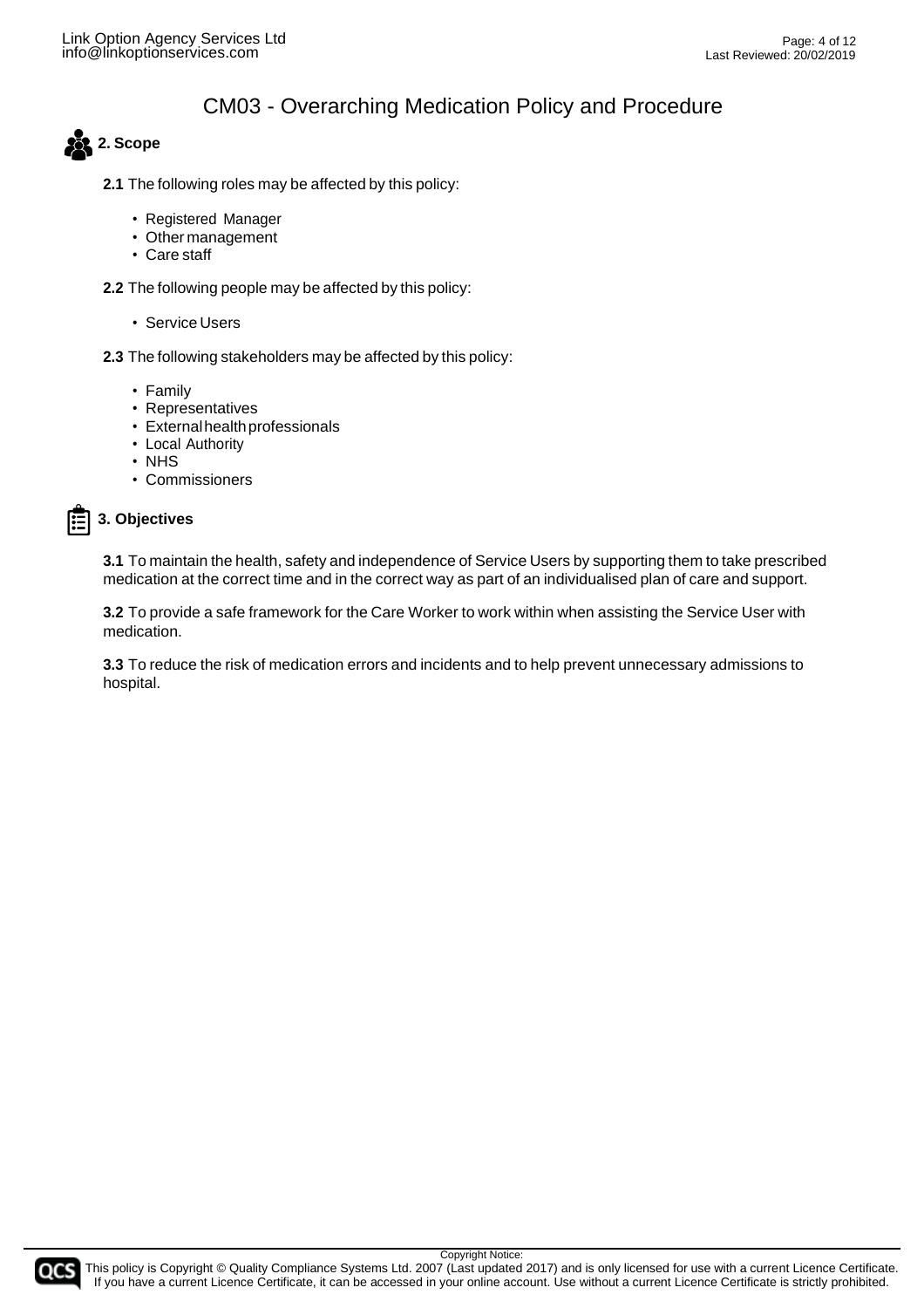## 2. Scope

**2.1** The following roles may be affected by this policy:

- Registered Manager
- Other management
- Care staff

**2.2** The following people may be affected by this policy:

- Service Users

**2.3** The following stakeholders may be affected by this policy:

- Family
- Representatives
- External health professionals
- Local Authority
- NHS
- Commissioners

## 3. Objectives

**3.1** To maintain the health, safety and independence of Service Users by supporting them to take prescribed medication at the correct time and in the correct way as part of an individualised plan of care and support.

**3.2** To provide a safe framework for the Care Worker to work within when assisting the Service User with medication.

**3.3** To reduce the risk of medication errors and incidents and to help prevent unnecessary admissions to hospital.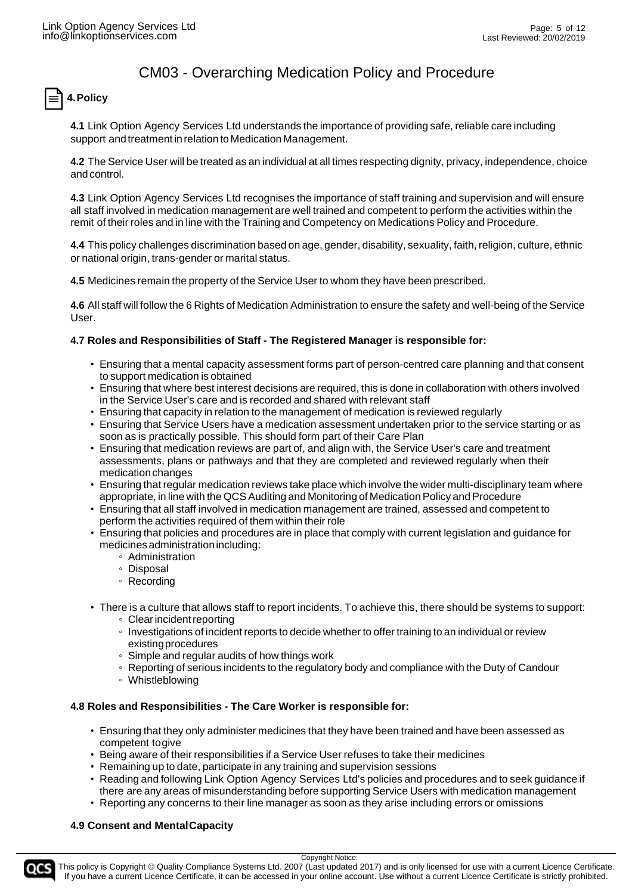# CM03 - Overarching Medication Policy and Procedure

## 4. Policy

**4.1** Link Option Agency Services Ltd understands the importance of providing safe, reliable care including support and treatment in relation to Medication Management.

**4.2** The Service User will be treated as an individual at all times respecting dignity, privacy, independence, choice and control.

**4.3** Link Option Agency Services Ltd recognises the importance of staff training and supervision and will ensure all staff involved in medication management are well trained and competent to perform the activities within the remit of their roles and in line with the Training and Competency on Medications Policy and Procedure.

**4.4** This policy challenges discrimination based on age, gender, disability, sexuality, faith, religion, culture, ethnic or national origin, trans-gender or marital status.

**4.5** Medicines remain the property of the Service User to whom they have been prescribed.

**4.6** All staff will follow the 6 Rights of Medication Administration to ensure the safety and well-being of the Service User.

**4.7 Roles and Responsibilities of Staff - The Registered Manager is responsible for:**

- Ensuring that a mental capacity assessment forms part of person-centred care planning and that consent to support medication is obtained
- Ensuring that where best interest decisions are required, this is done in collaboration with others involved in the Service User's care and is recorded and shared with relevant staff
- Ensuring that capacity in relation to the management of medication is reviewed regularly
- Ensuring that Service Users have a medication assessment undertaken prior to the service starting or as soon as is practically possible. This should form part of their Care Plan
- Ensuring that medication reviews are part of, and align with, the Service User's care and treatment assessments, plans or pathways and that they are completed and reviewed regularly when their medication changes
- Ensuring that regular medication reviews take place which involve the wider multi-disciplinary team where appropriate, in line with the QCS Auditing and Monitoring of Medication Policy and Procedure
- Ensuring that all staff involved in medication management are trained, assessed and competent to perform the activities required of them within their role
- Ensuring that policies and procedures are in place that comply with current legislation and guidance for medicines administration including:
  - Administration
  - Disposal
  - Recording
- There is a culture that allows staff to report incidents. To achieve this, there should be systems to support:
  - Clear incident reporting
  - Investigations of incident reports to decide whether to offer training to an individual or review existing procedures
  - Simple and regular audits of how things work
  - Reporting of serious incidents to the regulatory body and compliance with the Duty of Candour
  - Whistleblowing

**4.8 Roles and Responsibilities - The Care Worker is responsible for:**

- Ensuring that they only administer medicines that they have been trained and have been assessed as competent to give
- Being aware of their responsibilities if a Service User refuses to take their medicines
- Remaining up to date, participate in any training and supervision sessions
- Reading and following Link Option Agency Services Ltd's policies and procedures and to seek guidance if there are any areas of misunderstanding before supporting Service Users with medication management
- Reporting any concerns to their line manager as soon as they arise including errors or omissions

**4.9 Consent and Mental Capacity**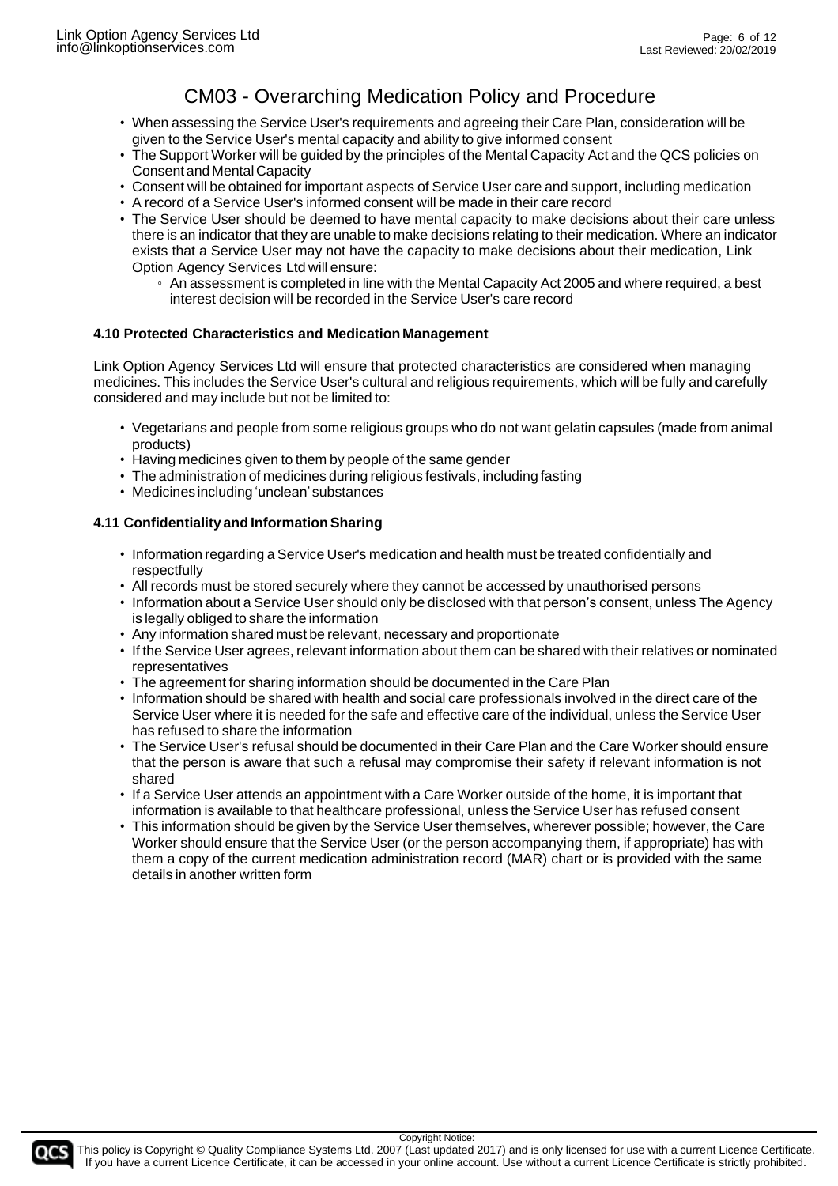# CM03 - Overarching Medication Policy and Procedure

- When assessing the Service User's requirements and agreeing their Care Plan, consideration will be given to the Service User's mental capacity and ability to give informed consent
- The Support Worker will be guided by the principles of the Mental Capacity Act and the QCS policies on Consent and Mental Capacity
- Consent will be obtained for important aspects of Service User care and support, including medication
- A record of a Service User's informed consent will be made in their care record
- The Service User should be deemed to have mental capacity to make decisions about their care unless there is an indicator that they are unable to make decisions relating to their medication. Where an indicator exists that a Service User may not have the capacity to make decisions about their medication, Link Option Agency Services Ltd will ensure:
    - An assessment is completed in line with the Mental Capacity Act 2005 and where required, a best interest decision will be recorded in the Service User's care record

**4.10 Protected Characteristics and Medication Management**

Link Option Agency Services Ltd will ensure that protected characteristics are considered when managing medicines. This includes the Service User's cultural and religious requirements, which will be fully and carefully considered and may include but not be limited to:

- Vegetarians and people from some religious groups who do not want gelatin capsules (made from animal products)
- Having medicines given to them by people of the same gender
- The administration of medicines during religious festivals, including fasting
- Medicines including 'unclean' substances

**4.11 Confidentiality and Information Sharing**

- Information regarding a Service User's medication and health must be treated confidentially and respectfully
- All records must be stored securely where they cannot be accessed by unauthorised persons
- Information about a Service User should only be disclosed with that person's consent, unless The Agency is legally obliged to share the information
- Any information shared must be relevant, necessary and proportionate
- If the Service User agrees, relevant information about them can be shared with their relatives or nominated representatives
- The agreement for sharing information should be documented in the Care Plan
- Information should be shared with health and social care professionals involved in the direct care of the Service User where it is needed for the safe and effective care of the individual, unless the Service User has refused to share the information
- The Service User's refusal should be documented in their Care Plan and the Care Worker should ensure that the person is aware that such a refusal may compromise their safety if relevant information is not shared
- If a Service User attends an appointment with a Care Worker outside of the home, it is important that information is available to that healthcare professional, unless the Service User has refused consent
- This information should be given by the Service User themselves, wherever possible; however, the Care Worker should ensure that the Service User (or the person accompanying them, if appropriate) has with them a copy of the current medication administration record (MAR) chart or is provided with the same details in another written form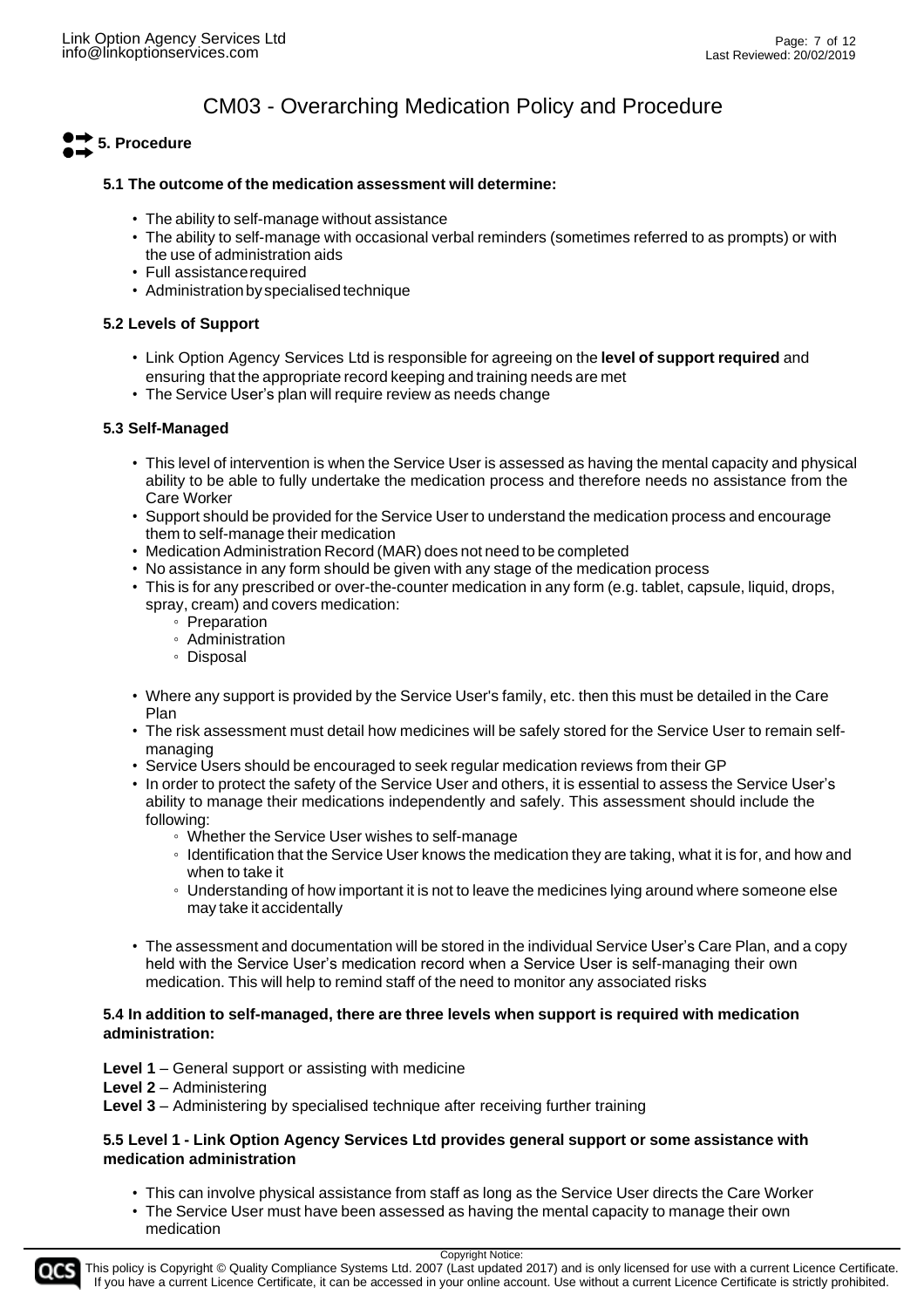# CM03 - Overarching Medication Policy and Procedure

## 5. Procedure

### 5.1 The outcome of the medication assessment will determine:

- The ability to self-manage without assistance
- The ability to self-manage with occasional verbal reminders (sometimes referred to as prompts) or with the use of administration aids
- Full assistance required
- Administration by specialised technique

### 5.2 Levels of Support

- Link Option Agency Services Ltd is responsible for agreeing on the **level of support required** and ensuring that the appropriate record keeping and training needs are met
- The Service User's plan will require review as needs change

### 5.3 Self-Managed

- This level of intervention is when the Service User is assessed as having the mental capacity and physical ability to be able to fully undertake the medication process and therefore needs no assistance from the Care Worker
- Support should be provided for the Service User to understand the medication process and encourage them to self-manage their medication
- Medication Administration Record (MAR) does not need to be completed
- No assistance in any form should be given with any stage of the medication process
- This is for any prescribed or over-the-counter medication in any form (e.g. tablet, capsule, liquid, drops, spray, cream) and covers medication:
  - Preparation
  - Administration
  - Disposal
- Where any support is provided by the Service User's family, etc. then this must be detailed in the Care Plan
- The risk assessment must detail how medicines will be safely stored for the Service User to remain self-managing
- Service Users should be encouraged to seek regular medication reviews from their GP
- In order to protect the safety of the Service User and others, it is essential to assess the Service User's ability to manage their medications independently and safely. This assessment should include the following:
  - Whether the Service User wishes to self-manage
  - Identification that the Service User knows the medication they are taking, what it is for, and how and when to take it
  - Understanding of how important it is not to leave the medicines lying around where someone else may take it accidentally
- The assessment and documentation will be stored in the individual Service User's Care Plan, and a copy held with the Service User's medication record when a Service User is self-managing their own medication. This will help to remind staff of the need to monitor any associated risks

### 5.4 In addition to self-managed, there are three levels when support is required with medication administration:

**Level 1** – General support or assisting with medicine
**Level 2** – Administering
**Level 3** – Administering by specialised technique after receiving further training

### 5.5 Level 1 - Link Option Agency Services Ltd provides general support or some assistance with medication administration

- This can involve physical assistance from staff as long as the Service User directs the Care Worker
- The Service User must have been assessed as having the mental capacity to manage their own medication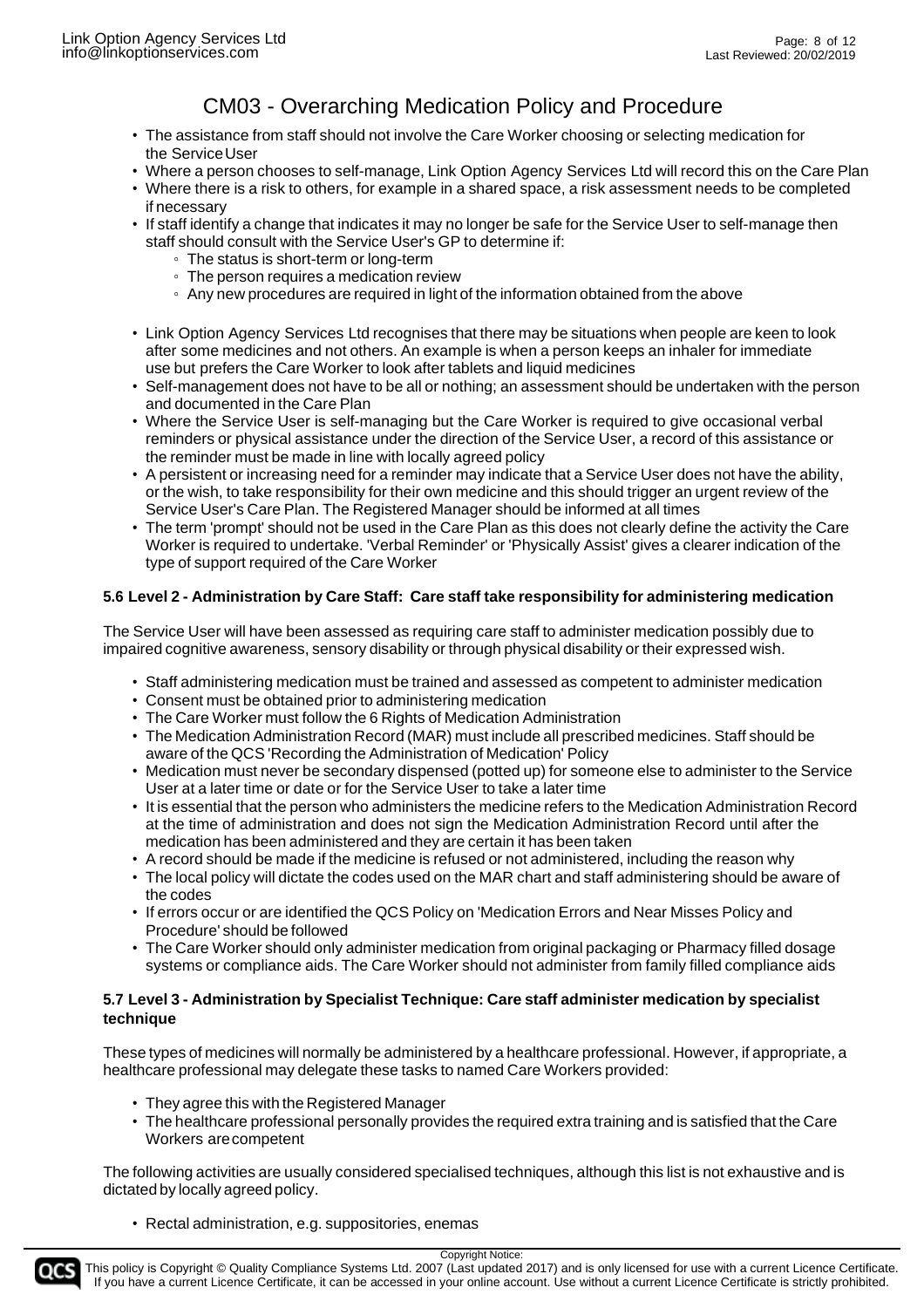- The assistance from staff should not involve the Care Worker choosing or selecting medication for the Service User
- Where a person chooses to self-manage, Link Option Agency Services Ltd will record this on the Care Plan
- Where there is a risk to others, for example in a shared space, a risk assessment needs to be completed if necessary
- If staff identify a change that indicates it may no longer be safe for the Service User to self-manage then staff should consult with the Service User's GP to determine if:
    - The status is short-term or long-term
    - The person requires a medication review
    - Any new procedures are required in light of the information obtained from the above

- Link Option Agency Services Ltd recognises that there may be situations when people are keen to look after some medicines and not others. An example is when a person keeps an inhaler for immediate use but prefers the Care Worker to look after tablets and liquid medicines
- Self-management does not have to be all or nothing; an assessment should be undertaken with the person and documented in the Care Plan
- Where the Service User is self-managing but the Care Worker is required to give occasional verbal reminders or physical assistance under the direction of the Service User, a record of this assistance or the reminder must be made in line with locally agreed policy
- A persistent or increasing need for a reminder may indicate that a Service User does not have the ability, or the wish, to take responsibility for their own medicine and this should trigger an urgent review of the Service User's Care Plan. The Registered Manager should be informed at all times
- The term 'prompt' should not be used in the Care Plan as this does not clearly define the activity the Care Worker is required to undertake. 'Verbal Reminder' or 'Physically Assist' gives a clearer indication of the type of support required of the Care Worker

**5.6 Level 2 - Administration by Care Staff: Care staff take responsibility for administering medication**

The Service User will have been assessed as requiring care staff to administer medication possibly due to impaired cognitive awareness, sensory disability or through physical disability or their expressed wish.

- Staff administering medication must be trained and assessed as competent to administer medication
- Consent must be obtained prior to administering medication
- The Care Worker must follow the 6 Rights of Medication Administration
- The Medication Administration Record (MAR) must include all prescribed medicines. Staff should be aware of the QCS 'Recording the Administration of Medication' Policy
- Medication must never be secondary dispensed (potted up) for someone else to administer to the Service User at a later time or date or for the Service User to take a later time
- It is essential that the person who administers the medicine refers to the Medication Administration Record at the time of administration and does not sign the Medication Administration Record until after the medication has been administered and they are certain it has been taken
- A record should be made if the medicine is refused or not administered, including the reason why
- The local policy will dictate the codes used on the MAR chart and staff administering should be aware of the codes
- If errors occur or are identified the QCS Policy on 'Medication Errors and Near Misses Policy and Procedure' should be followed
- The Care Worker should only administer medication from original packaging or Pharmacy filled dosage systems or compliance aids. The Care Worker should not administer from family filled compliance aids

**5.7 Level 3 - Administration by Specialist Technique: Care staff administer medication by specialist technique**

These types of medicines will normally be administered by a healthcare professional. However, if appropriate, a healthcare professional may delegate these tasks to named Care Workers provided:

- They agree this with the Registered Manager
- The healthcare professional personally provides the required extra training and is satisfied that the Care Workers are competent

The following activities are usually considered specialised techniques, although this list is not exhaustive and is dictated by locally agreed policy.

- Rectal administration, e.g. suppositories, enemas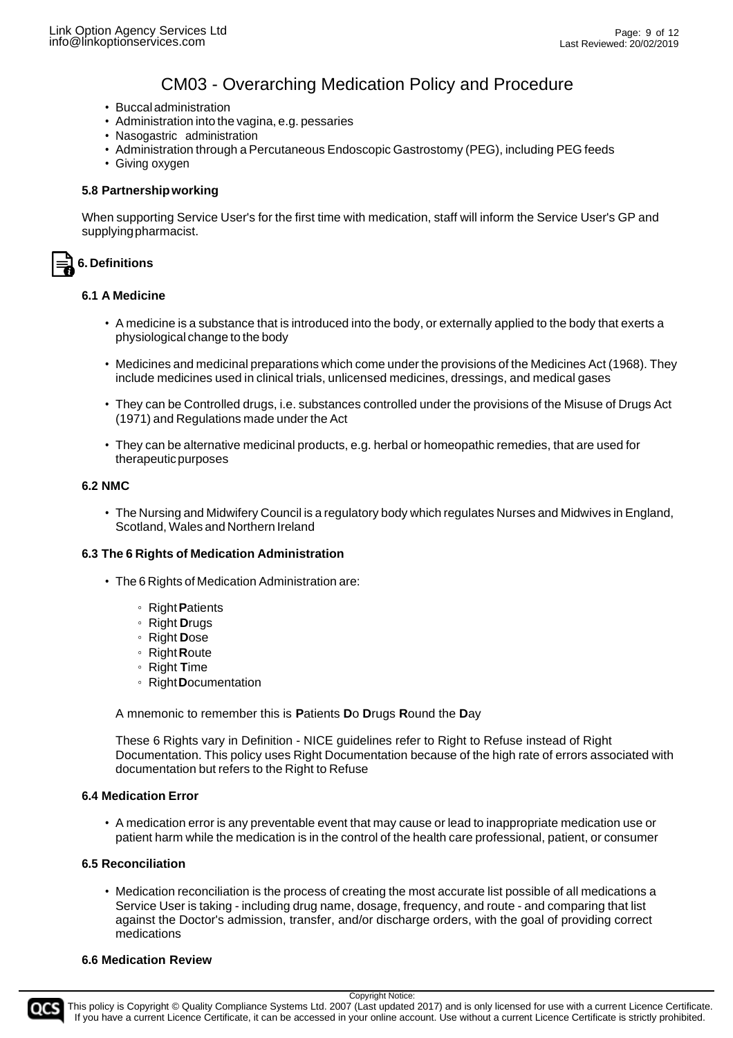# CM03 - Overarching Medication Policy and Procedure

- Buccal administration
- Administration into the vagina, e.g. pessaries
- Nasogastric administration
- Administration through a Percutaneous Endoscopic Gastrostomy (PEG), including PEG feeds
- Giving oxygen

### 5.8 Partnership working

When supporting Service User's for the first time with medication, staff will inform the Service User's GP and supplying pharmacist.

## 6. Definitions

### 6.1 A Medicine

- A medicine is a substance that is introduced into the body, or externally applied to the body that exerts a physiological change to the body
- Medicines and medicinal preparations which come under the provisions of the Medicines Act (1968). They include medicines used in clinical trials, unlicensed medicines, dressings, and medical gases
- They can be Controlled drugs, i.e. substances controlled under the provisions of the Misuse of Drugs Act (1971) and Regulations made under the Act
- They can be alternative medicinal products, e.g. herbal or homeopathic remedies, that are used for therapeutic purposes

### 6.2 NMC

- The Nursing and Midwifery Council is a regulatory body which regulates Nurses and Midwives in England, Scotland, Wales and Northern Ireland

### 6.3 The 6 Rights of Medication Administration

- The 6 Rights of Medication Administration are:
  - Right **P**atients
  - Right **D**rugs
  - Right **D**ose
  - Right **R**oute
  - Right **T**ime
  - Right **D**ocumentation

  A mnemonic to remember this is **P**atients **D**o **D**rugs **R**ound the **D**ay

  These 6 Rights vary in Definition - NICE guidelines refer to Right to Refuse instead of Right Documentation. This policy uses Right Documentation because of the high rate of errors associated with documentation but refers to the Right to Refuse

### 6.4 Medication Error

- A medication error is any preventable event that may cause or lead to inappropriate medication use or patient harm while the medication is in the control of the health care professional, patient, or consumer

### 6.5 Reconciliation

- Medication reconciliation is the process of creating the most accurate list possible of all medications a Service User is taking - including drug name, dosage, frequency, and route - and comparing that list against the Doctor's admission, transfer, and/or discharge orders, with the goal of providing correct medications

### 6.6 Medication Review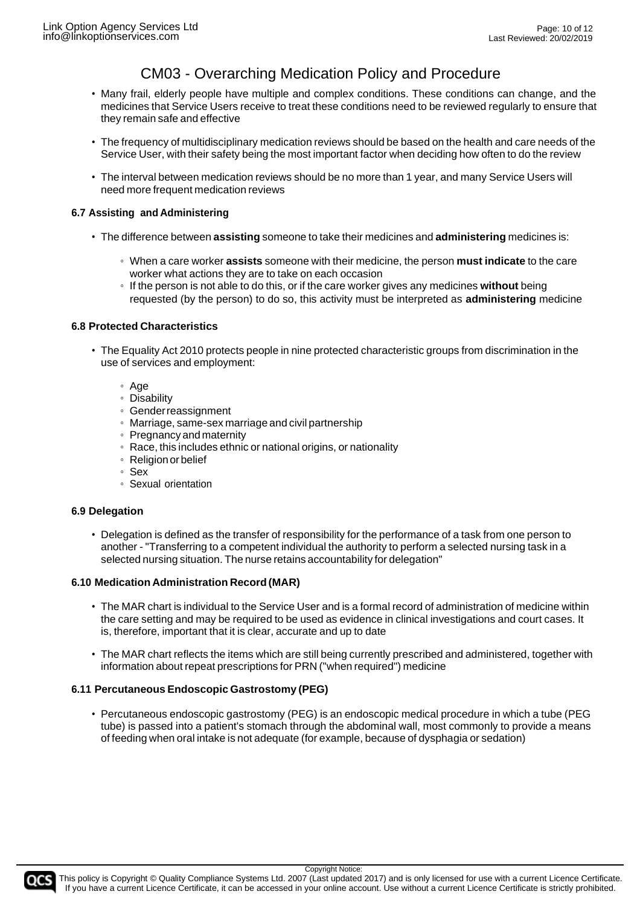- Many frail, elderly people have multiple and complex conditions. These conditions can change, and the medicines that Service Users receive to treat these conditions need to be reviewed regularly to ensure that they remain safe and effective
- The frequency of multidisciplinary medication reviews should be based on the health and care needs of the Service User, with their safety being the most important factor when deciding how often to do the review
- The interval between medication reviews should be no more than 1 year, and many Service Users will need more frequent medication reviews

### 6.7 Assisting and Administering

- The difference between **assisting** someone to take their medicines and **administering** medicines is:
    - When a care worker **assists** someone with their medicine, the person **must indicate** to the care worker what actions they are to take on each occasion
    - If the person is not able to do this, or if the care worker gives any medicines **without** being requested (by the person) to do so, this activity must be interpreted as **administering** medicine

### 6.8 Protected Characteristics

- The Equality Act 2010 protects people in nine protected characteristic groups from discrimination in the use of services and employment:
    - Age
    - Disability
    - Gender reassignment
    - Marriage, same-sex marriage and civil partnership
    - Pregnancy and maternity
    - Race, this includes ethnic or national origins, or nationality
    - Religion or belief
    - Sex
    - Sexual orientation

### 6.9 Delegation

- Delegation is defined as the transfer of responsibility for the performance of a task from one person to another - "Transferring to a competent individual the authority to perform a selected nursing task in a selected nursing situation. The nurse retains accountability for delegation"

### 6.10 Medication Administration Record (MAR)

- The MAR chart is individual to the Service User and is a formal record of administration of medicine within the care setting and may be required to be used as evidence in clinical investigations and court cases. It is, therefore, important that it is clear, accurate and up to date
- The MAR chart reflects the items which are still being currently prescribed and administered, together with information about repeat prescriptions for PRN ("when required") medicine

### 6.11 Percutaneous Endoscopic Gastrostomy (PEG)

- Percutaneous endoscopic gastrostomy (PEG) is an endoscopic medical procedure in which a tube (PEG tube) is passed into a patient's stomach through the abdominal wall, most commonly to provide a means of feeding when oral intake is not adequate (for example, because of dysphagia or sedation)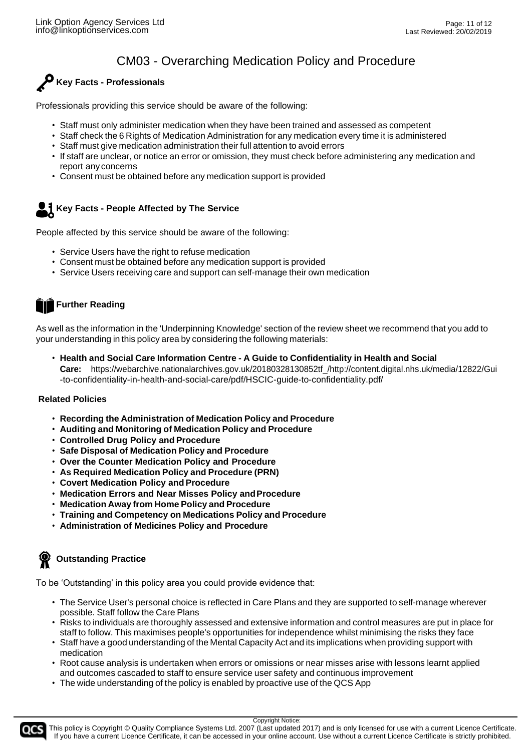# CM03 - Overarching Medication Policy and Procedure

## Key Facts - Professionals

Professionals providing this service should be aware of the following:

- Staff must only administer medication when they have been trained and assessed as competent
- Staff check the 6 Rights of Medication Administration for any medication every time it is administered
- Staff must give medication administration their full attention to avoid errors
- If staff are unclear, or notice an error or omission, they must check before administering any medication and report any concerns
- Consent must be obtained before any medication support is provided

## Key Facts - People Affected by The Service

People affected by this service should be aware of the following:

- Service Users have the right to refuse medication
- Consent must be obtained before any medication support is provided
- Service Users receiving care and support can self-manage their own medication

## Further Reading

As well as the information in the 'Underpinning Knowledge' section of the review sheet we recommend that you add to your understanding in this policy area by considering the following materials:

- **Health and Social Care Information Centre - A Guide to Confidentiality in Health and Social Care:** https://webarchive.nationalarchives.gov.uk/20180328130852tf_/http://content.digital.nhs.uk/media/12822/Gui-to-confidentiality-in-health-and-social-care/pdf/HSCIC-guide-to-confidentiality.pdf/

### Related Policies

- **Recording the Administration of Medication Policy and Procedure**
- **Auditing and Monitoring of Medication Policy and Procedure**
- **Controlled Drug Policy and Procedure**
- **Safe Disposal of Medication Policy and Procedure**
- **Over the Counter Medication Policy and Procedure**
- **As Required Medication Policy and Procedure (PRN)**
- **Covert Medication Policy and Procedure**
- **Medication Errors and Near Misses Policy and Procedure**
- **Medication Away from Home Policy and Procedure**
- **Training and Competency on Medications Policy and Procedure**
- **Administration of Medicines Policy and Procedure**

## Outstanding Practice

To be 'Outstanding' in this policy area you could provide evidence that:

- The Service User's personal choice is reflected in Care Plans and they are supported to self-manage wherever possible. Staff follow the Care Plans
- Risks to individuals are thoroughly assessed and extensive information and control measures are put in place for staff to follow. This maximises people's opportunities for independence whilst minimising the risks they face
- Staff have a good understanding of the Mental Capacity Act and its implications when providing support with medication
- Root cause analysis is undertaken when errors or omissions or near misses arise with lessons learnt applied and outcomes cascaded to staff to ensure service user safety and continuous improvement
- The wide understanding of the policy is enabled by proactive use of the QCS App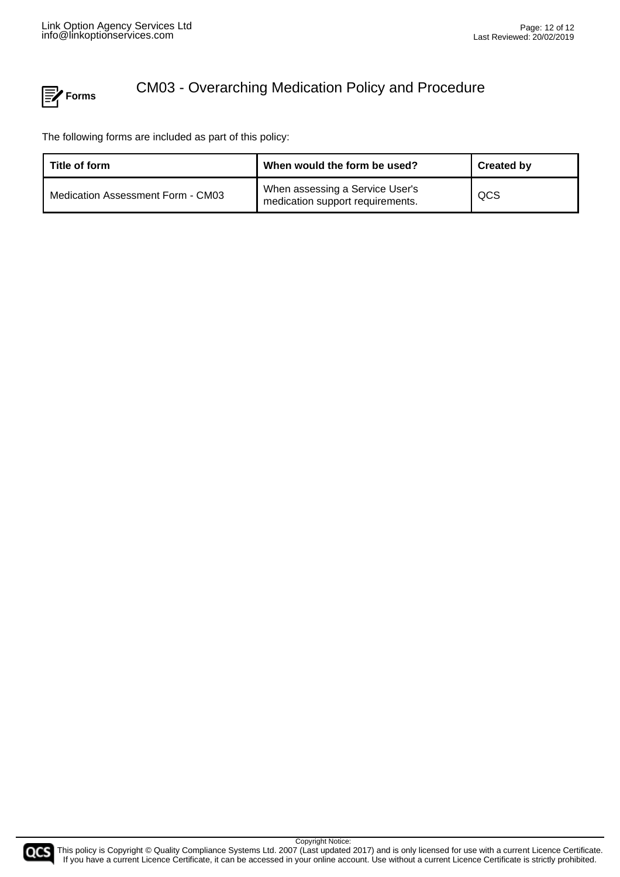## Forms

# CM03 - Overarching Medication Policy and Procedure

The following forms are included as part of this policy:

| Title of form | When would the form be used? | Created by |
|---|---|---|
| Medication Assessment Form - CM03 | When assessing a Service User's medication support requirements. | QCS |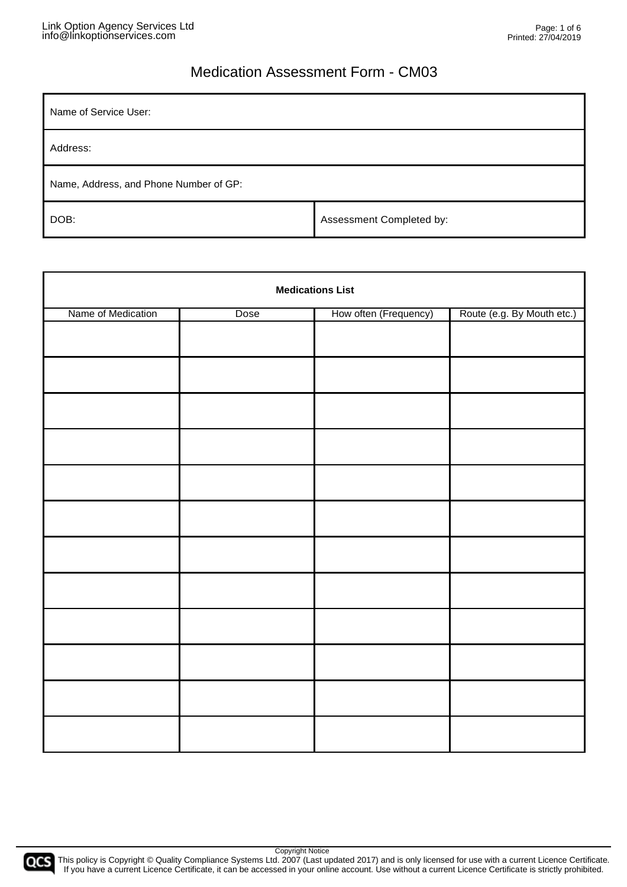# Medication Assessment Form - CM03

| | |
|---|---|
| Name of Service User: | |
| Address: | |
| Name, Address, and Phone Number of GP: | |
| DOB: | Assessment Completed by: |

**Medications List**

| Name of Medication | Dose | How often (Frequency) | Route (e.g. By Mouth etc.) |
|---|---|---|---|
| | | | |
| | | | |
| | | | |
| | | | |
| | | | |
| | | | |
| | | | |
| | | | |
| | | | |
| | | | |
| | | | |
| | | | |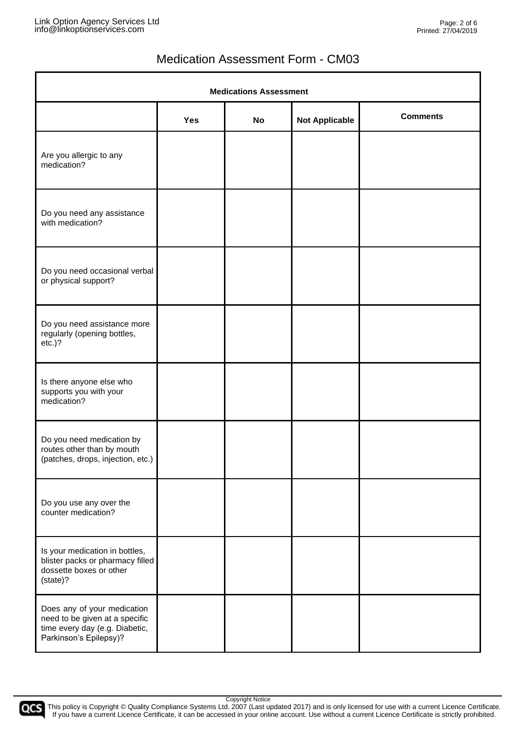# Medication Assessment Form - CM03

| Medications Assessment | | | | |
|---|---|---|---|---|
| | **Yes** | **No** | **Not Applicable** | **Comments** |
| Are you allergic to any medication? | | | | |
| Do you need any assistance with medication? | | | | |
| Do you need occasional verbal or physical support? | | | | |
| Do you need assistance more regularly (opening bottles, etc.)? | | | | |
| Is there anyone else who supports you with your medication? | | | | |
| Do you need medication by routes other than by mouth (patches, drops, injection, etc.) | | | | |
| Do you use any over the counter medication? | | | | |
| Is your medication in bottles, blister packs or pharmacy filled dossette boxes or other (state)? | | | | |
| Does any of your medication need to be given at a specific time every day (e.g. Diabetic, Parkinson's Epilepsy)? | | | | |

Copyright Notice
This policy is Copyright © Quality Compliance Systems Ltd. 2007 (Last updated 2017) and is only licensed for use with a current Licence Certificate. If you have a current Licence Certificate, it can be accessed in your online account. Use without a current Licence Certificate is strictly prohibited.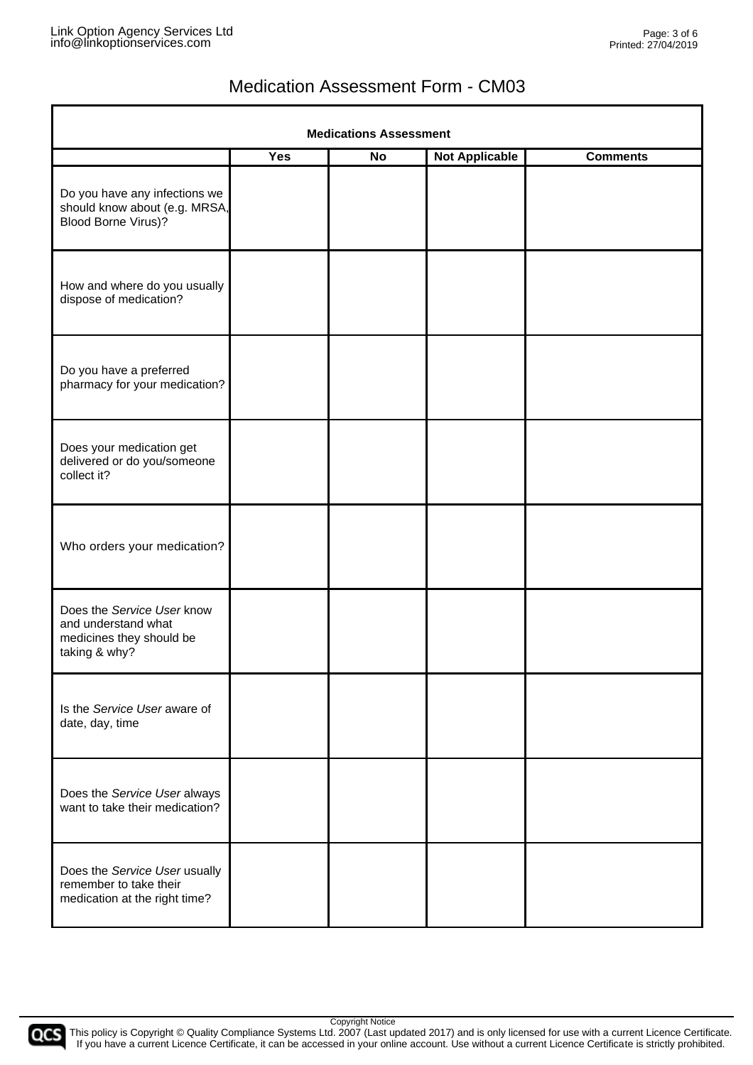# Medication Assessment Form - CM03

| Medications Assessment | | | | |
|---|---|---|---|---|
| | **Yes** | **No** | **Not Applicable** | **Comments** |
| Do you have any infections we should know about (e.g. MRSA, Blood Borne Virus)? | | | | |
| How and where do you usually dispose of medication? | | | | |
| Do you have a preferred pharmacy for your medication? | | | | |
| Does your medication get delivered or do you/someone collect it? | | | | |
| Who orders your medication? | | | | |
| Does the *Service User* know and understand what medicines they should be taking & why? | | | | |
| Is the *Service User* aware of date, day, time | | | | |
| Does the *Service User* always want to take their medication? | | | | |
| Does the *Service User* usually remember to take their medication at the right time? | | | | |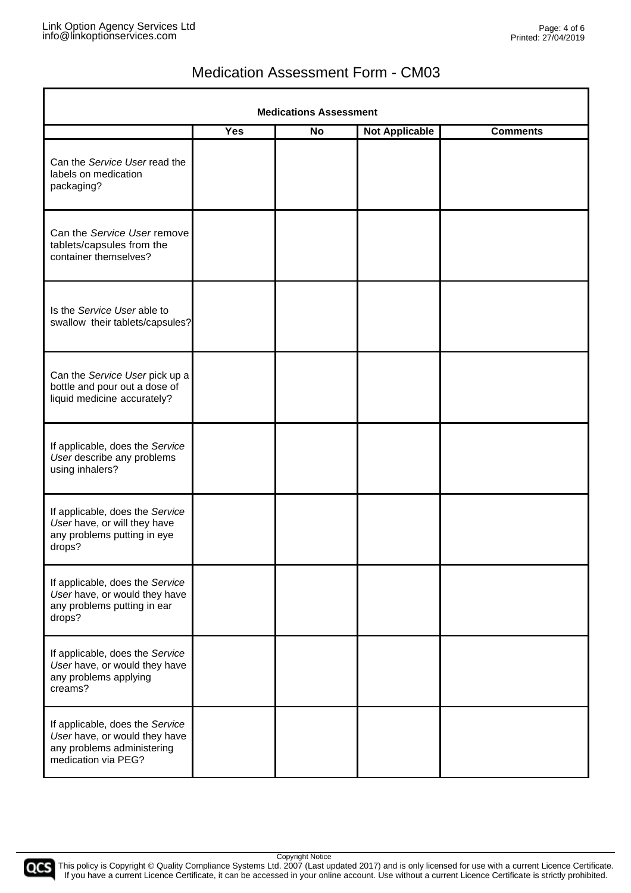# Medication Assessment Form - CM03

| Medications Assessment | | | | |
|---|---|---|---|---|
| | **Yes** | **No** | **Not Applicable** | **Comments** |
| Can the *Service User* read the labels on medication packaging? | | | | |
| Can the *Service User* remove tablets/capsules from the container themselves? | | | | |
| Is the *Service User* able to swallow their tablets/capsules? | | | | |
| Can the *Service User* pick up a bottle and pour out a dose of liquid medicine accurately? | | | | |
| If applicable, does the *Service User* describe any problems using inhalers? | | | | |
| If applicable, does the *Service User* have, or will they have any problems putting in eye drops? | | | | |
| If applicable, does the *Service User* have, or would they have any problems putting in ear drops? | | | | |
| If applicable, does the *Service User* have, or would they have any problems applying creams? | | | | |
| If applicable, does the *Service User* have, or would they have any problems administering medication via PEG? | | | | |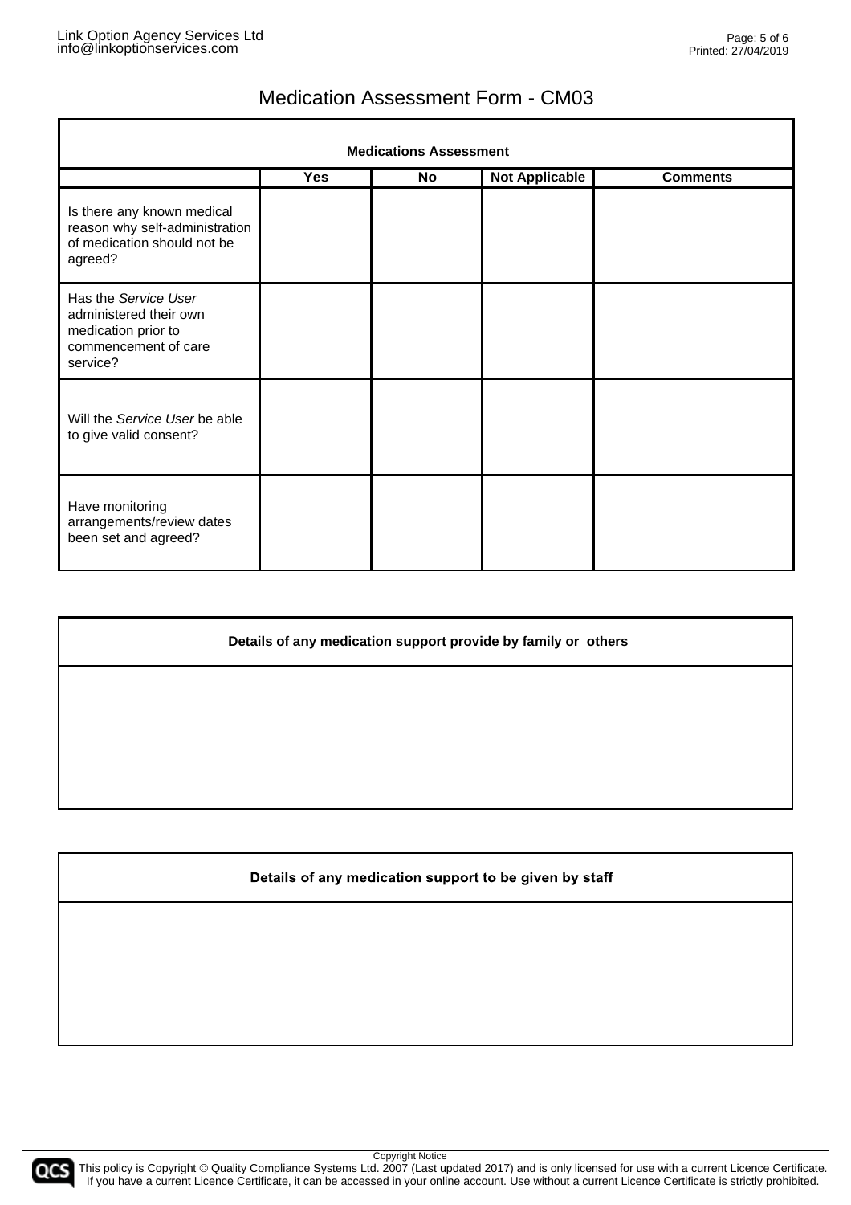# Medication Assessment Form - CM03

| Medications Assessment | | | | |
|---|---|---|---|---|
| | **Yes** | **No** | **Not Applicable** | **Comments** |
| Is there any known medical reason why self-administration of medication should not be agreed? | | | | |
| Has the *Service User* administered their own medication prior to commencement of care service? | | | | |
| Will the *Service User* be able to give valid consent? | | | | |
| Have monitoring arrangements/review dates been set and agreed? | | | | |

| Details of any medication support provide by family or others |
|---|
| |

| Details of any medication support to be given by staff |
|---|
| |

Copyright Notice
This policy is Copyright © Quality Compliance Systems Ltd. 2007 (Last updated 2017) and is only licensed for use with a current Licence Certificate. If you have a current Licence Certificate, it can be accessed in your online account. Use without a current Licence Certificate is strictly prohibited.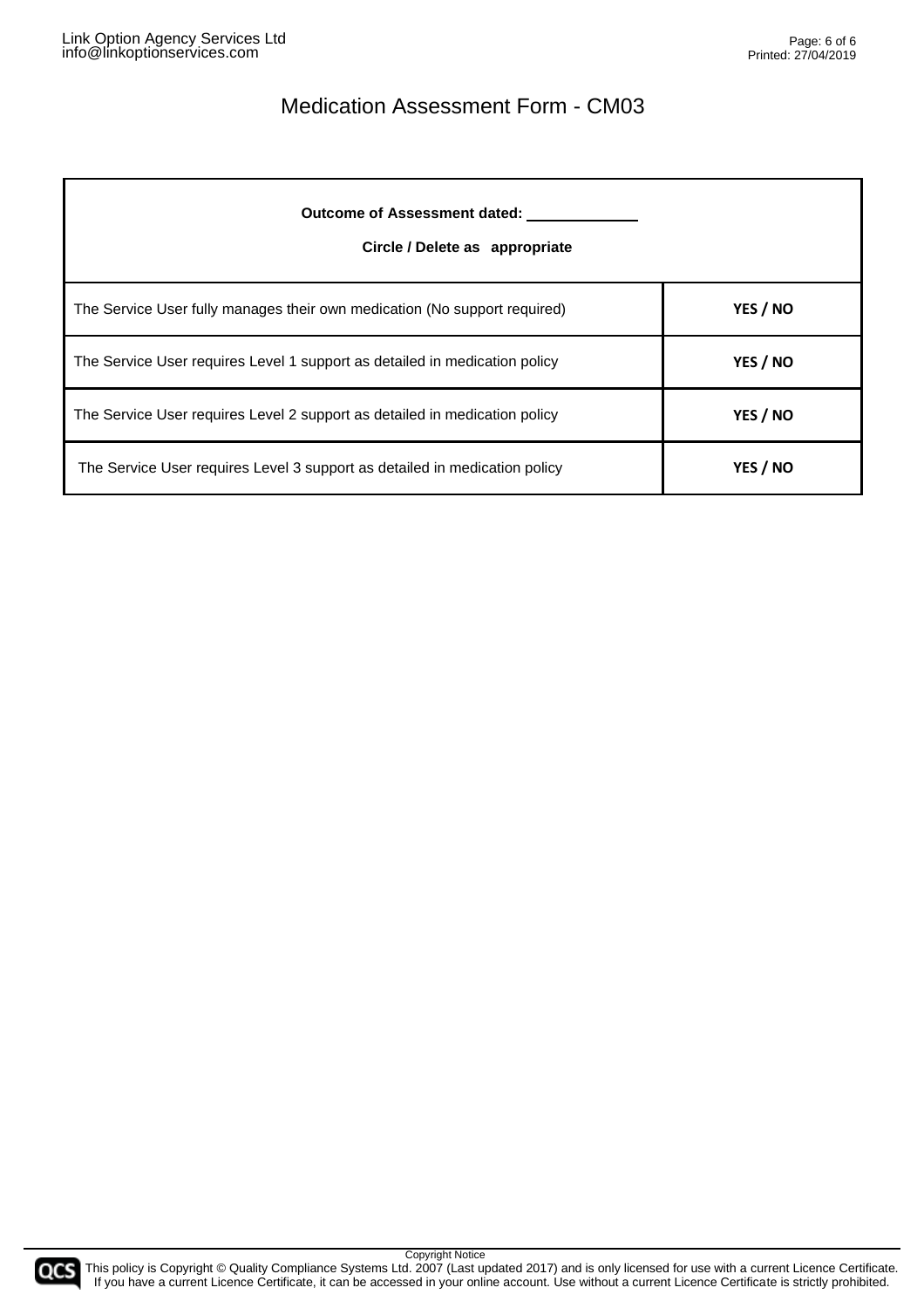# Medication Assessment Form - CM03

| **Outcome of Assessment dated: ______________**<br>**Circle / Delete as appropriate** | |
|---|---|
| The Service User fully manages their own medication (No support required) | **YES / NO** |
| The Service User requires Level 1 support as detailed in medication policy | **YES / NO** |
| The Service User requires Level 2 support as detailed in medication policy | **YES / NO** |
| The Service User requires Level 3 support as detailed in medication policy | **YES / NO** |